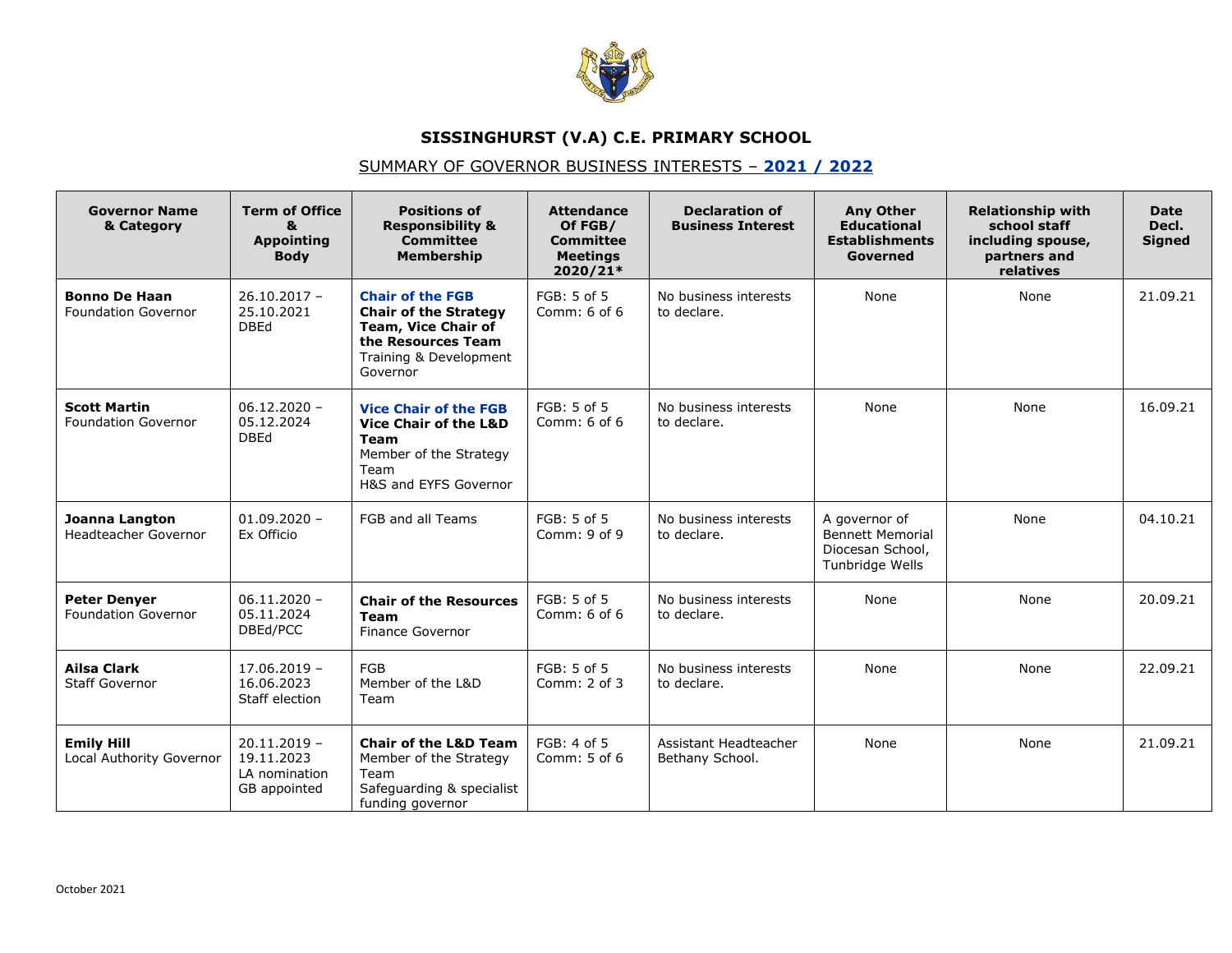# SISSINGHURST (V.A) C.E. PRIMARY SCHOOL

## SUMMARY OF GOVERNOR BUSINESS INTERESTS – 2021 / 2022

| Governor Name & Category | Term of Office & Appointing Body | Positions of Responsibility & Committee Membership | Attendance Of FGB/ Committee Meetings 2020/21* | Declaration of Business Interest | Any Other Educational Establishments Governed | Relationship with school staff including spouse, partners and relatives | Date Decl. Signed |
|---|---|---|---|---|---|---|---|
| **Bonno De Haan** Foundation Governor | 26.10.2017 – 25.10.2021 DBEd | **Chair of the FGB** **Chair of the Strategy Team, Vice Chair of the Resources Team** Training & Development Governor | FGB: 5 of 5 Comm: 6 of 6 | No business interests to declare. | None | None | 21.09.21 |
| **Scott Martin** Foundation Governor | 06.12.2020 – 05.12.2024 DBEd | **Vice Chair of the FGB** **Vice Chair of the L&D Team** Member of the Strategy Team H&S and EYFS Governor | FGB: 5 of 5 Comm: 6 of 6 | No business interests to declare. | None | None | 16.09.21 |
| **Joanna Langton** Headteacher Governor | 01.09.2020 – Ex Officio | FGB and all Teams | FGB: 5 of 5 Comm: 9 of 9 | No business interests to declare. | A governor of Bennett Memorial Diocesan School, Tunbridge Wells | None | 04.10.21 |
| **Peter Denyer** Foundation Governor | 06.11.2020 – 05.11.2024 DBEd/PCC | **Chair of the Resources Team** Finance Governor | FGB: 5 of 5 Comm: 6 of 6 | No business interests to declare. | None | None | 20.09.21 |
| **Ailsa Clark** Staff Governor | 17.06.2019 – 16.06.2023 Staff election | FGB Member of the L&D Team | FGB: 5 of 5 Comm: 2 of 3 | No business interests to declare. | None | None | 22.09.21 |
| **Emily Hill** Local Authority Governor | 20.11.2019 – 19.11.2023 LA nomination GB appointed | **Chair of the L&D Team** Member of the Strategy Team Safeguarding & specialist funding governor | FGB: 4 of 5 Comm: 5 of 6 | Assistant Headteacher Bethany School. | None | None | 21.09.21 |

October 2021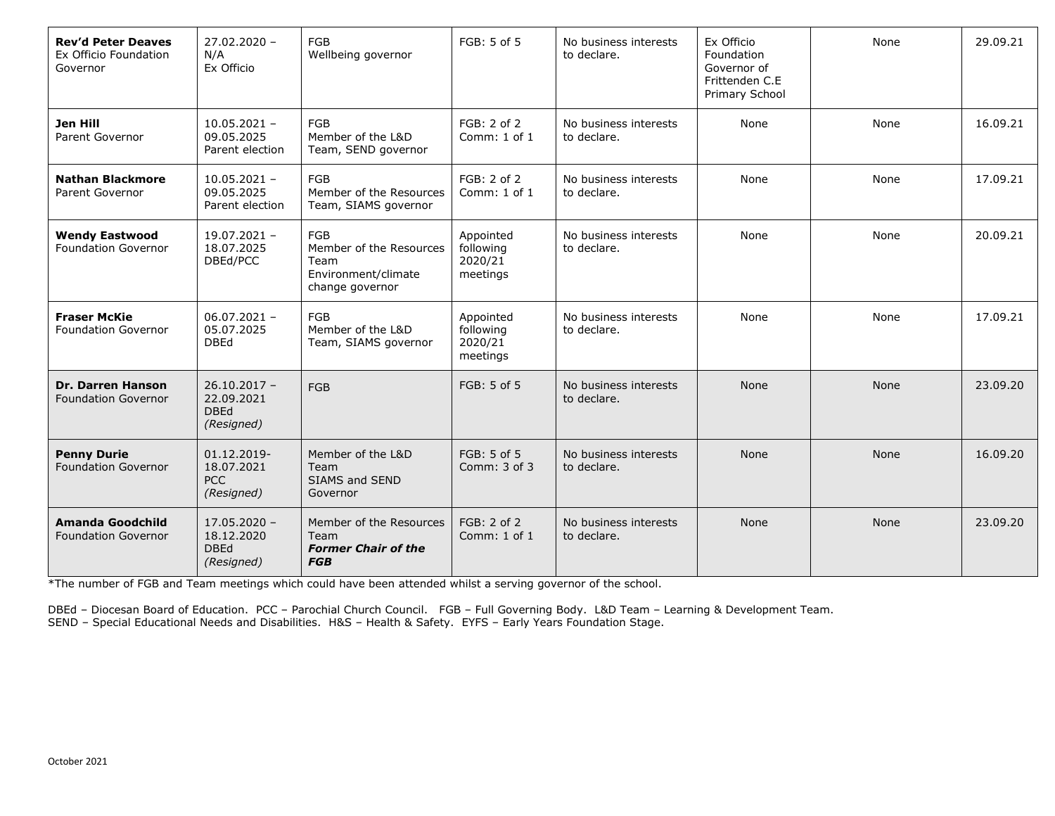| | | | | | | | |
|---|---|---|---|---|---|---|---|
| **Rev'd Peter Deaves** Ex Officio Foundation Governor | 27.02.2020 – N/A Ex Officio | FGB Wellbeing governor | FGB: 5 of 5 | No business interests to declare. | Ex Officio Foundation Governor of Frittenden C.E Primary School | None | 29.09.21 |
| **Jen Hill** Parent Governor | 10.05.2021 – 09.05.2025 Parent election | FGB Member of the L&D Team, SEND governor | FGB: 2 of 2 Comm: 1 of 1 | No business interests to declare. | None | None | 16.09.21 |
| **Nathan Blackmore** Parent Governor | 10.05.2021 – 09.05.2025 Parent election | FGB Member of the Resources Team, SIAMS governor | FGB: 2 of 2 Comm: 1 of 1 | No business interests to declare. | None | None | 17.09.21 |
| **Wendy Eastwood** Foundation Governor | 19.07.2021 – 18.07.2025 DBEd/PCC | FGB Member of the Resources Team Environment/climate change governor | Appointed following 2020/21 meetings | No business interests to declare. | None | None | 20.09.21 |
| **Fraser McKie** Foundation Governor | 06.07.2021 – 05.07.2025 DBEd | FGB Member of the L&D Team, SIAMS governor | Appointed following 2020/21 meetings | No business interests to declare. | None | None | 17.09.21 |
| **Dr. Darren Hanson** Foundation Governor | 26.10.2017 – 22.09.2021 DBEd *(Resigned)* | FGB | FGB: 5 of 5 | No business interests to declare. | None | None | 23.09.20 |
| **Penny Durie** Foundation Governor | 01.12.2019- 18.07.2021 PCC *(Resigned)* | Member of the L&D Team SIAMS and SEND Governor | FGB: 5 of 5 Comm: 3 of 3 | No business interests to declare. | None | None | 16.09.20 |
| **Amanda Goodchild** Foundation Governor | 17.05.2020 – 18.12.2020 DBEd *(Resigned)* | Member of the Resources Team ***Former Chair of the FGB*** | FGB: 2 of 2 Comm: 1 of 1 | No business interests to declare. | None | None | 23.09.20 |

*The number of FGB and Team meetings which could have been attended whilst a serving governor of the school.

DBEd – Diocesan Board of Education. PCC – Parochial Church Council. FGB – Full Governing Body. L&D Team – Learning & Development Team.
SEND – Special Educational Needs and Disabilities. H&S – Health & Safety. EYFS – Early Years Foundation Stage.

October 2021